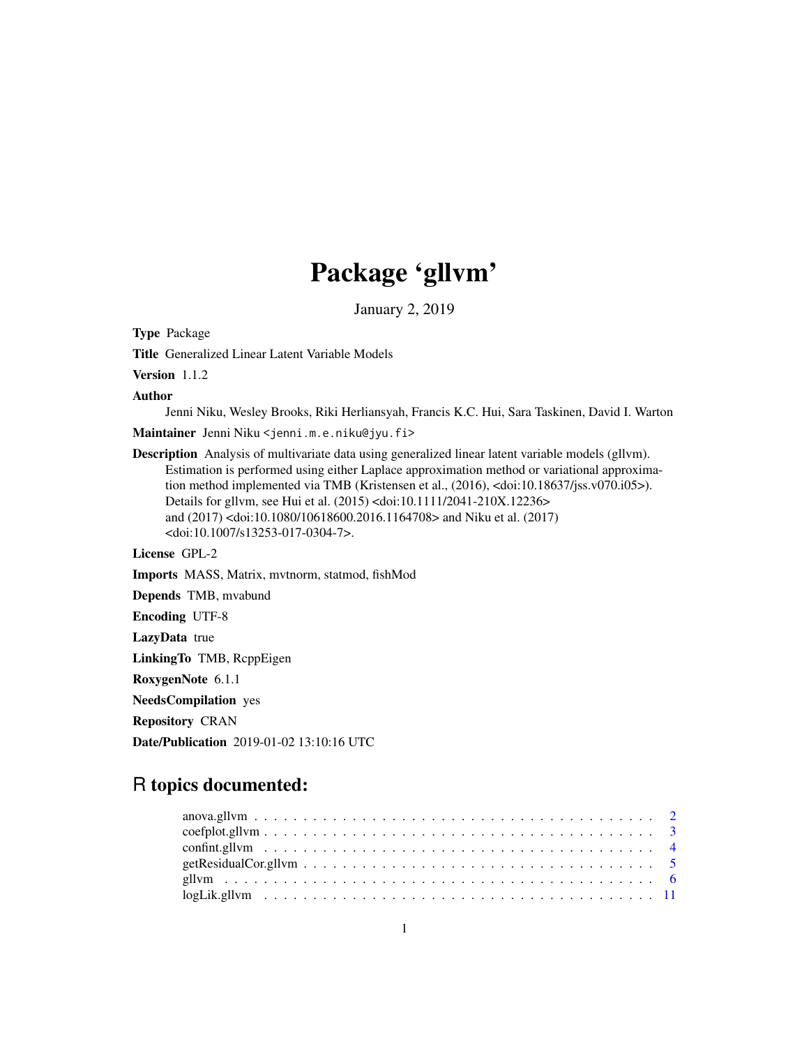# Package 'gllvm'

January 2, 2019

**Type** Package

**Title** Generalized Linear Latent Variable Models

**Version** 1.1.2

**Author**
Jenni Niku, Wesley Brooks, Riki Herliansyah, Francis K.C. Hui, Sara Taskinen, David I. Warton

**Maintainer** Jenni Niku <jenni.m.e.niku@jyu.fi>

**Description** Analysis of multivariate data using generalized linear latent variable models (gllvm). Estimation is performed using either Laplace approximation method or variational approximation method implemented via TMB (Kristensen et al., (2016), <doi:10.18637/jss.v070.i05>). Details for gllvm, see Hui et al. (2015) <doi:10.1111/2041-210X.12236> and (2017) <doi:10.1080/10618600.2016.1164708> and Niku et al. (2017) <doi:10.1007/s13253-017-0304-7>.

**License** GPL-2

**Imports** MASS, Matrix, mvtnorm, statmod, fishMod

**Depends** TMB, mvabund

**Encoding** UTF-8

**LazyData** true

**LinkingTo** TMB, RcppEigen

**RoxygenNote** 6.1.1

**NeedsCompilation** yes

**Repository** CRAN

**Date/Publication** 2019-01-02 13:10:16 UTC

## R topics documented:

- anova.gllvm . . . . . . . . . . . . . . . . . . . . . . . . . . . . . . . . . . . . . . . . . . 2
- coefplot.gllvm . . . . . . . . . . . . . . . . . . . . . . . . . . . . . . . . . . . . . . . . . 3
- confint.gllvm . . . . . . . . . . . . . . . . . . . . . . . . . . . . . . . . . . . . . . . . . 4
- getResidualCor.gllvm . . . . . . . . . . . . . . . . . . . . . . . . . . . . . . . . . . . . . 5
- gllvm . . . . . . . . . . . . . . . . . . . . . . . . . . . . . . . . . . . . . . . . . . . . . 6
- logLik.gllvm . . . . . . . . . . . . . . . . . . . . . . . . . . . . . . . . . . . . . . . . . 11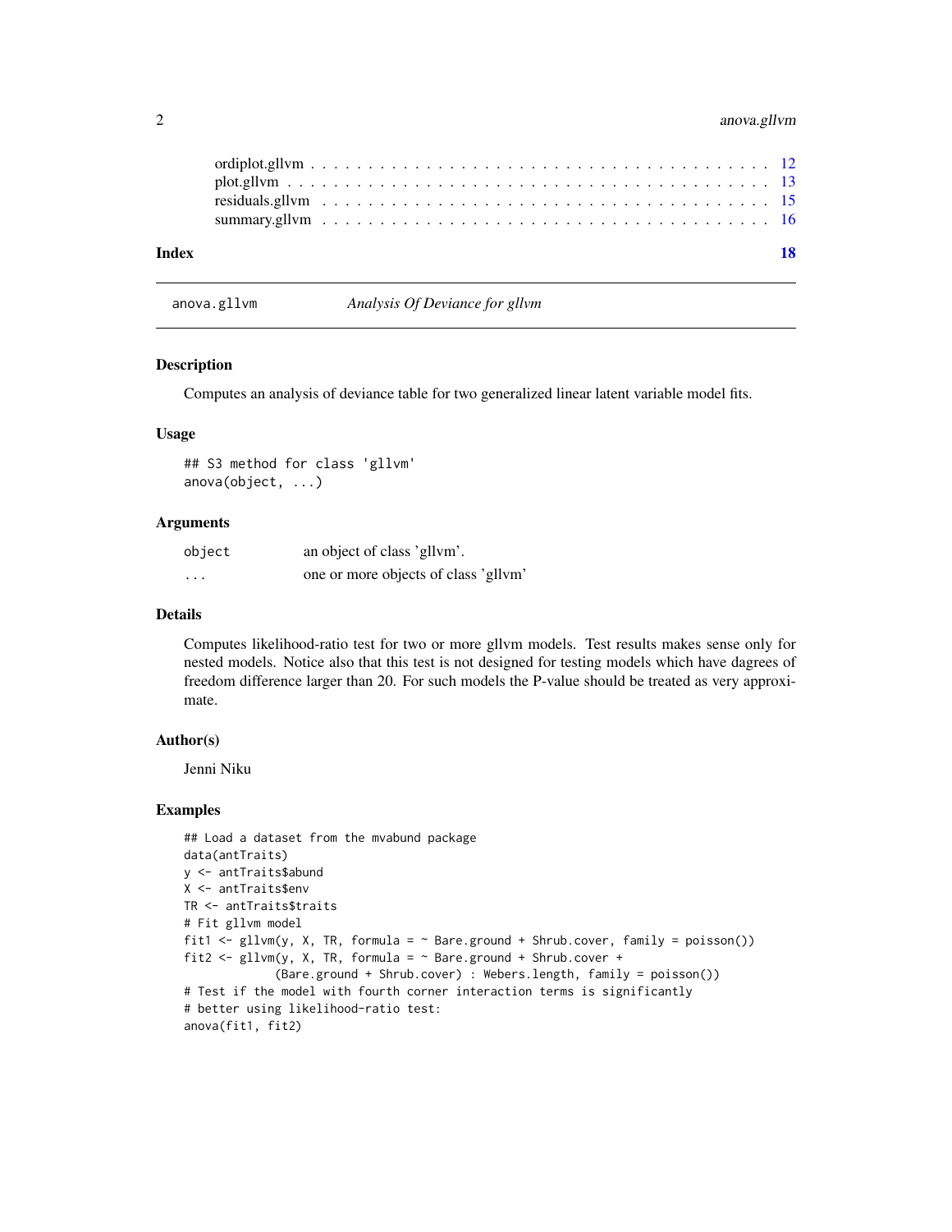ordiplot.gllvm . . . . . . . . . . . . . . . . . . . . . . . . . . . . . . . . . . . . . . 12
plot.gllvm . . . . . . . . . . . . . . . . . . . . . . . . . . . . . . . . . . . . . . . . 13
residuals.gllvm . . . . . . . . . . . . . . . . . . . . . . . . . . . . . . . . . . . . . . 15
summary.gllvm . . . . . . . . . . . . . . . . . . . . . . . . . . . . . . . . . . . . . . . 16

**Index** **18**

---

`anova.gllvm` *Analysis Of Deviance for gllvm*

---

## Description

Computes an analysis of deviance table for two generalized linear latent variable model fits.

## Usage

```
## S3 method for class 'gllvm'
anova(object, ...)
```

## Arguments

| | |
|---|---|
| `object` | an object of class 'gllvm'. |
| `...` | one or more objects of class 'gllvm' |

## Details

Computes likelihood-ratio test for two or more gllvm models. Test results makes sense only for nested models. Notice also that this test is not designed for testing models which have dagrees of freedom difference larger than 20. For such models the P-value should be treated as very approximate.

## Author(s)

Jenni Niku

## Examples

```
## Load a dataset from the mvabund package
data(antTraits)
y <- antTraits$abund
X <- antTraits$env
TR <- antTraits$traits
# Fit gllvm model
fit1 <- gllvm(y, X, TR, formula = ~ Bare.ground + Shrub.cover, family = poisson())
fit2 <- gllvm(y, X, TR, formula = ~ Bare.ground + Shrub.cover +
             (Bare.ground + Shrub.cover) : Webers.length, family = poisson())
# Test if the model with fourth corner interaction terms is significantly
# better using likelihood-ratio test:
anova(fit1, fit2)
```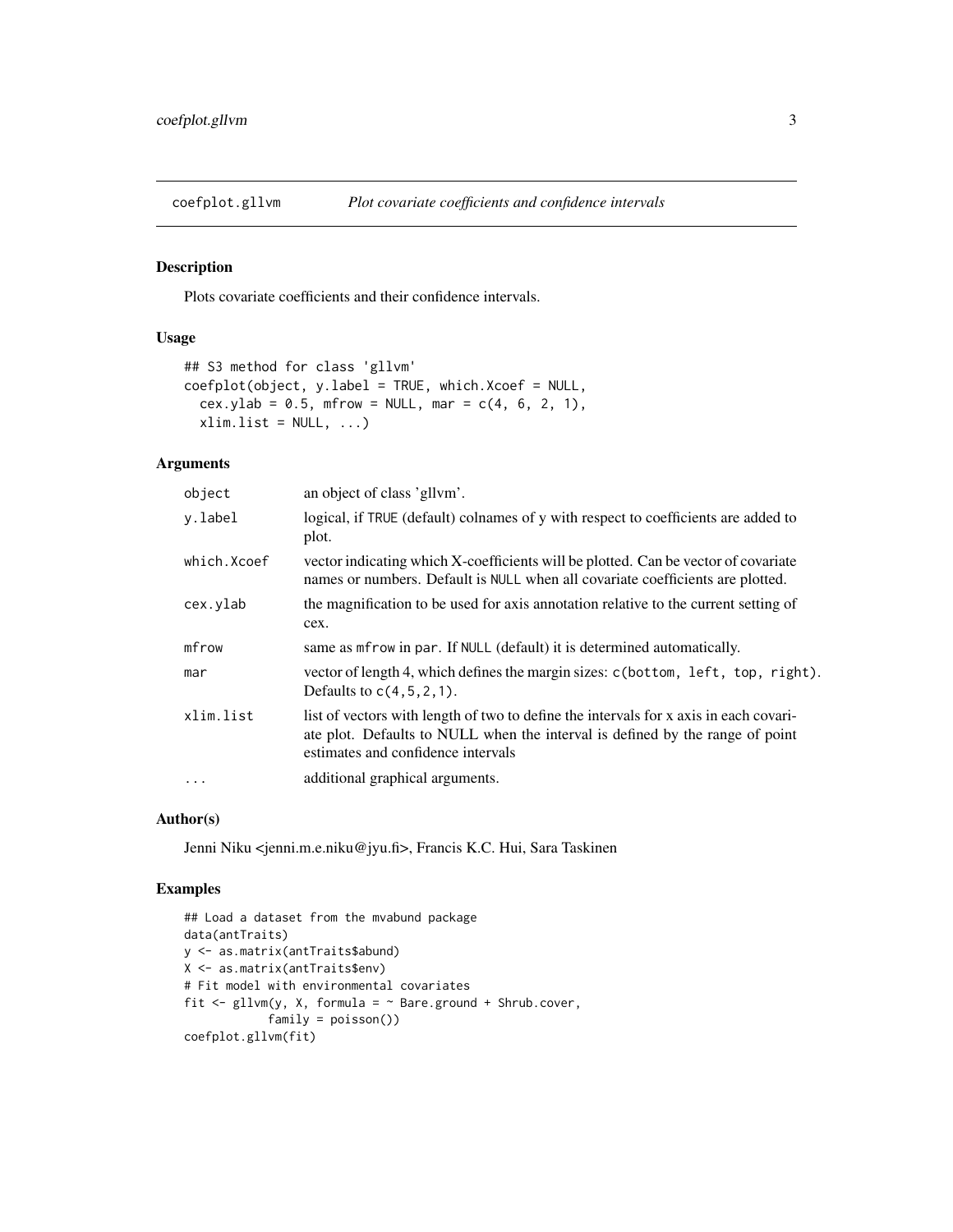# coefplot.gllvm — *Plot covariate coefficients and confidence intervals*

## Description

Plots covariate coefficients and their confidence intervals.

## Usage

```
## S3 method for class 'gllvm'
coefplot(object, y.label = TRUE, which.Xcoef = NULL,
  cex.ylab = 0.5, mfrow = NULL, mar = c(4, 6, 2, 1),
  xlim.list = NULL, ...)
```

## Arguments

| | |
|---|---|
| `object` | an object of class 'gllvm'. |
| `y.label` | logical, if `TRUE` (default) colnames of y with respect to coefficients are added to plot. |
| `which.Xcoef` | vector indicating which X-coefficients will be plotted. Can be vector of covariate names or numbers. Default is `NULL` when all covariate coefficients are plotted. |
| `cex.ylab` | the magnification to be used for axis annotation relative to the current setting of cex. |
| `mfrow` | same as `mfrow` in `par`. If `NULL` (default) it is determined automatically. |
| `mar` | vector of length 4, which defines the margin sizes: `c(bottom, left, top, right)`. Defaults to `c(4,5,2,1)`. |
| `xlim.list` | list of vectors with length of two to define the intervals for x axis in each covariate plot. Defaults to NULL when the interval is defined by the range of point estimates and confidence intervals |
| `...` | additional graphical arguments. |

## Author(s)

Jenni Niku <jenni.m.e.niku@jyu.fi>, Francis K.C. Hui, Sara Taskinen

## Examples

```
## Load a dataset from the mvabund package
data(antTraits)
y <- as.matrix(antTraits$abund)
X <- as.matrix(antTraits$env)
# Fit model with environmental covariates
fit <- gllvm(y, X, formula = ~ Bare.ground + Shrub.cover,
            family = poisson())
coefplot.gllvm(fit)
```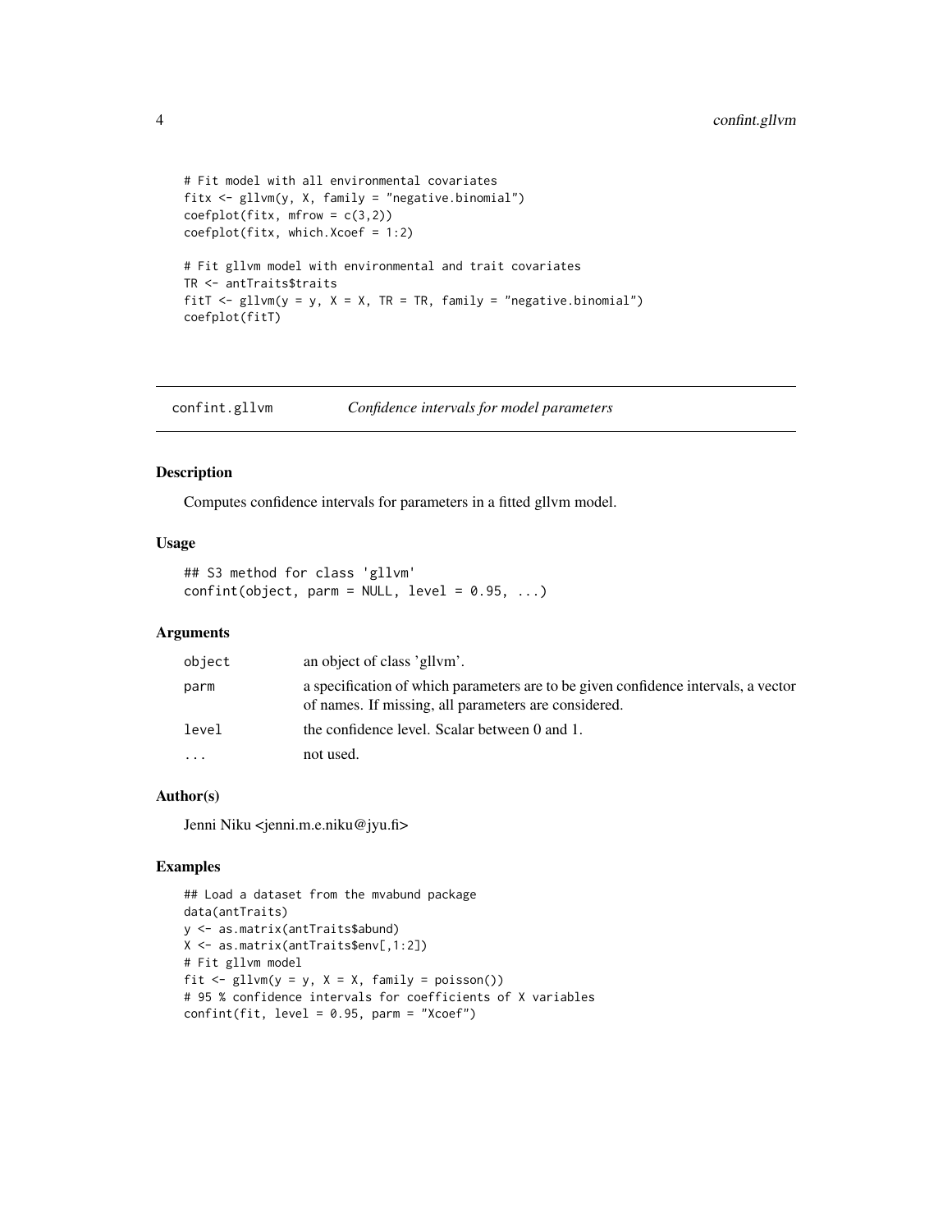```
# Fit model with all environmental covariates
fitx <- gllvm(y, X, family = "negative.binomial")
coefplot(fitx, mfrow = c(3,2))
coefplot(fitx, which.Xcoef = 1:2)

# Fit gllvm model with environmental and trait covariates
TR <- antTraits$traits
fitT <- gllvm(y = y, X = X, TR = TR, family = "negative.binomial")
coefplot(fitT)
```

## confint.gllvm    *Confidence intervals for model parameters*

### Description

Computes confidence intervals for parameters in a fitted gllvm model.

### Usage

```
## S3 method for class 'gllvm'
confint(object, parm = NULL, level = 0.95, ...)
```

### Arguments

| | |
|---|---|
| object | an object of class 'gllvm'. |
| parm | a specification of which parameters are to be given confidence intervals, a vector of names. If missing, all parameters are considered. |
| level | the confidence level. Scalar between 0 and 1. |
| ... | not used. |

### Author(s)

Jenni Niku <jenni.m.e.niku@jyu.fi>

### Examples

```
## Load a dataset from the mvabund package
data(antTraits)
y <- as.matrix(antTraits$abund)
X <- as.matrix(antTraits$env[,1:2])
# Fit gllvm model
fit <- gllvm(y = y, X = X, family = poisson())
# 95 % confidence intervals for coefficients of X variables
confint(fit, level = 0.95, parm = "Xcoef")
```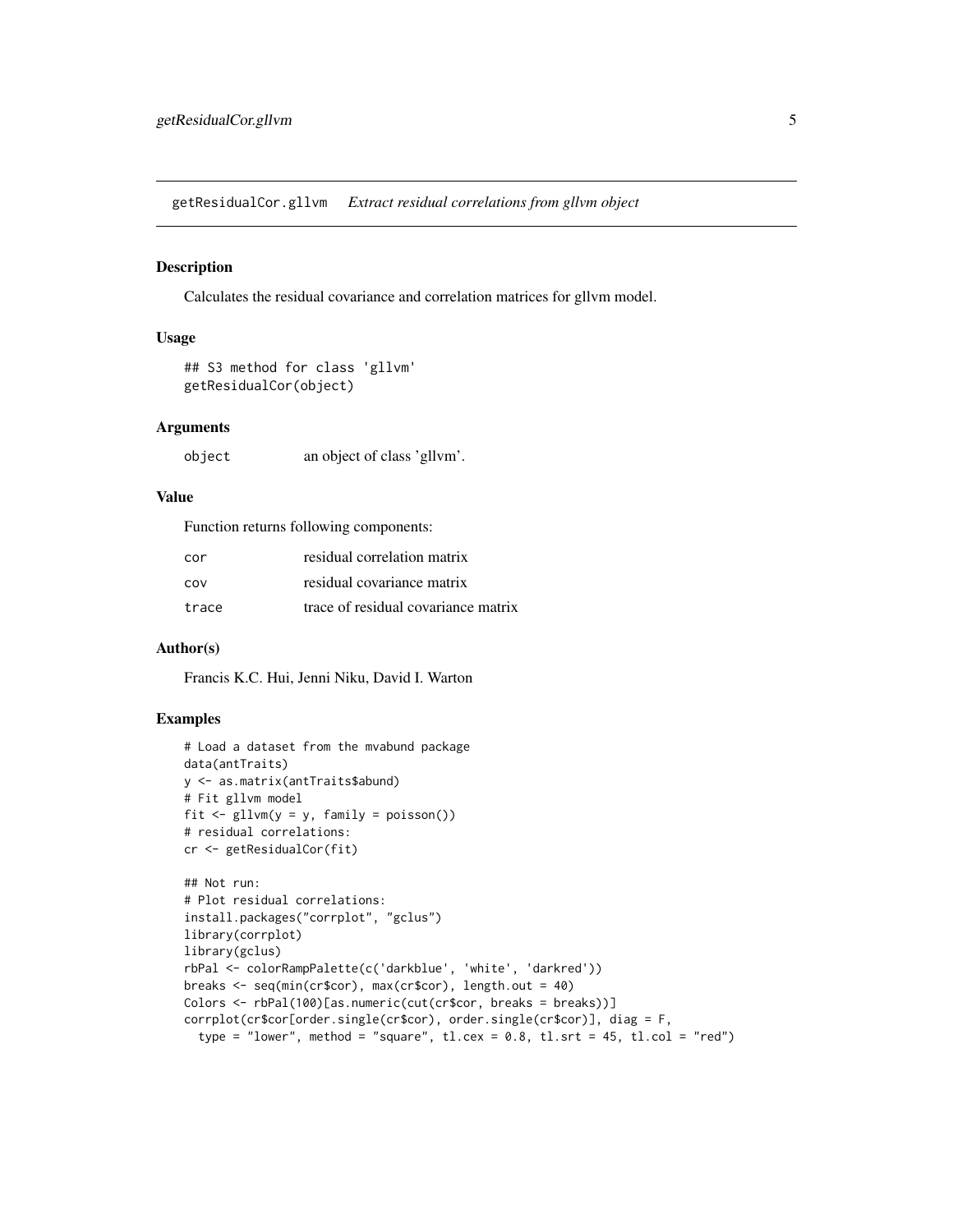getResidualCor.gllvm — *Extract residual correlations from gllvm object*

## Description

Calculates the residual covariance and correlation matrices for gllvm model.

## Usage

```
## S3 method for class 'gllvm'
getResidualCor(object)
```

## Arguments

| | |
|---|---|
| object | an object of class 'gllvm'. |

## Value

Function returns following components:

| | |
|---|---|
| cor | residual correlation matrix |
| cov | residual covariance matrix |
| trace | trace of residual covariance matrix |

## Author(s)

Francis K.C. Hui, Jenni Niku, David I. Warton

## Examples

```
# Load a dataset from the mvabund package
data(antTraits)
y <- as.matrix(antTraits$abund)
# Fit gllvm model
fit <- gllvm(y = y, family = poisson())
# residual correlations:
cr <- getResidualCor(fit)

## Not run:
# Plot residual correlations:
install.packages("corrplot", "gclus")
library(corrplot)
library(gclus)
rbPal <- colorRampPalette(c('darkblue', 'white', 'darkred'))
breaks <- seq(min(cr$cor), max(cr$cor), length.out = 40)
Colors <- rbPal(100)[as.numeric(cut(cr$cor, breaks = breaks))]
corrplot(cr$cor[order.single(cr$cor), order.single(cr$cor)], diag = F,
  type = "lower", method = "square", tl.cex = 0.8, tl.srt = 45, tl.col = "red")
```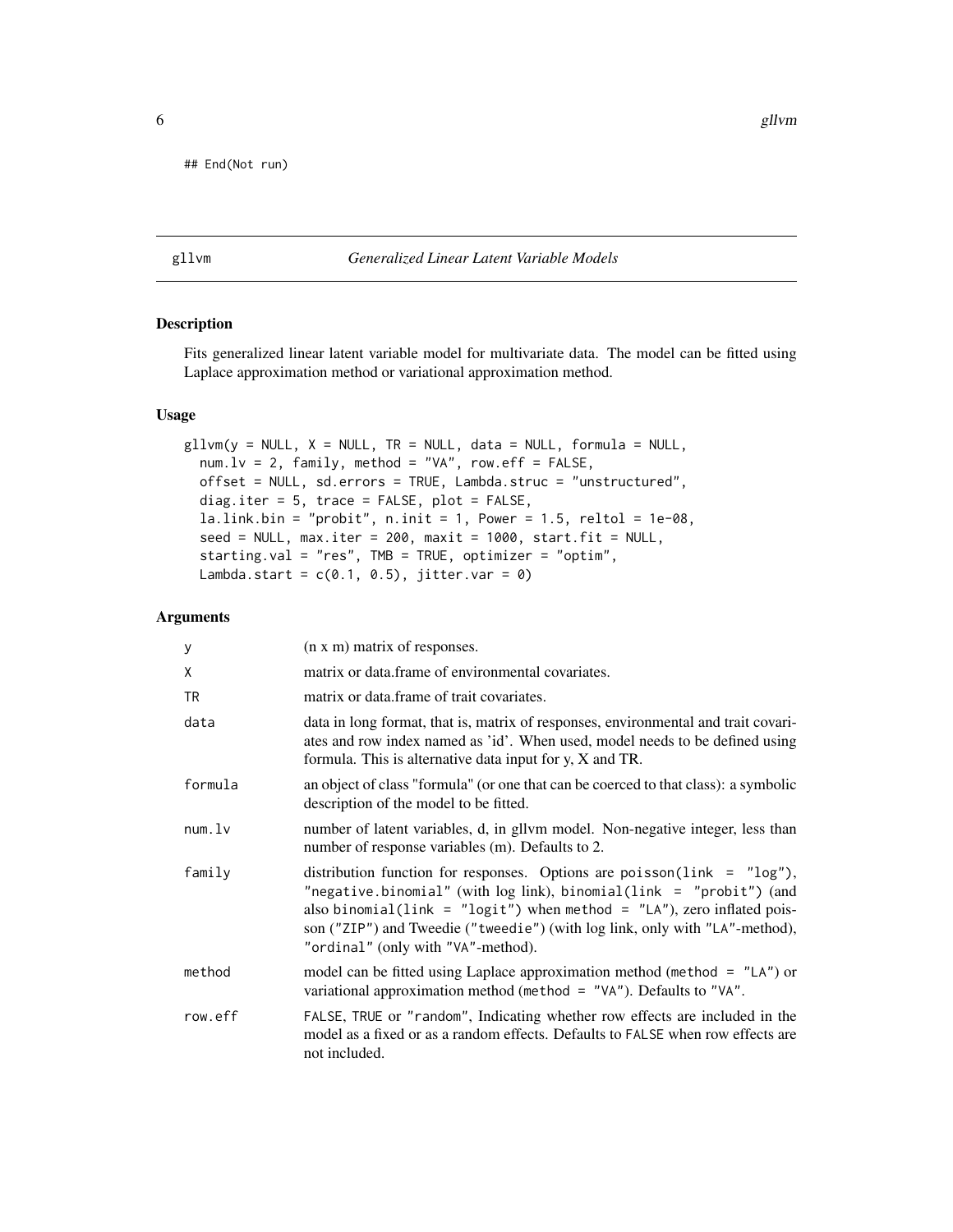```
## End(Not run)
```

---

gllvm *Generalized Linear Latent Variable Models*

---

### Description

Fits generalized linear latent variable model for multivariate data. The model can be fitted using Laplace approximation method or variational approximation method.

### Usage

```
gllvm(y = NULL, X = NULL, TR = NULL, data = NULL, formula = NULL,
  num.lv = 2, family, method = "VA", row.eff = FALSE,
  offset = NULL, sd.errors = TRUE, Lambda.struc = "unstructured",
  diag.iter = 5, trace = FALSE, plot = FALSE,
  la.link.bin = "probit", n.init = 1, Power = 1.5, reltol = 1e-08,
  seed = NULL, max.iter = 200, maxit = 1000, start.fit = NULL,
  starting.val = "res", TMB = TRUE, optimizer = "optim",
  Lambda.start = c(0.1, 0.5), jitter.var = 0)
```

### Arguments

| | |
|---|---|
| `y` | (n x m) matrix of responses. |
| `X` | matrix or data.frame of environmental covariates. |
| `TR` | matrix or data.frame of trait covariates. |
| `data` | data in long format, that is, matrix of responses, environmental and trait covariates and row index named as 'id'. When used, model needs to be defined using formula. This is alternative data input for y, X and TR. |
| `formula` | an object of class "formula" (or one that can be coerced to that class): a symbolic description of the model to be fitted. |
| `num.lv` | number of latent variables, d, in gllvm model. Non-negative integer, less than number of response variables (m). Defaults to 2. |
| `family` | distribution function for responses. Options are `poisson(link = "log")`, `"negative.binomial"` (with log link), `binomial(link = "probit")` (and also `binomial(link = "logit")` when `method = "LA"`), zero inflated poisson (`"ZIP"`) and Tweedie (`"tweedie"`) (with log link, only with `"LA"`-method), `"ordinal"` (only with `"VA"`-method). |
| `method` | model can be fitted using Laplace approximation method (`method = "LA"`) or variational approximation method (`method = "VA"`). Defaults to `"VA"`. |
| `row.eff` | `FALSE`, `TRUE` or `"random"`, Indicating whether row effects are included in the model as a fixed or as a random effects. Defaults to `FALSE` when row effects are not included. |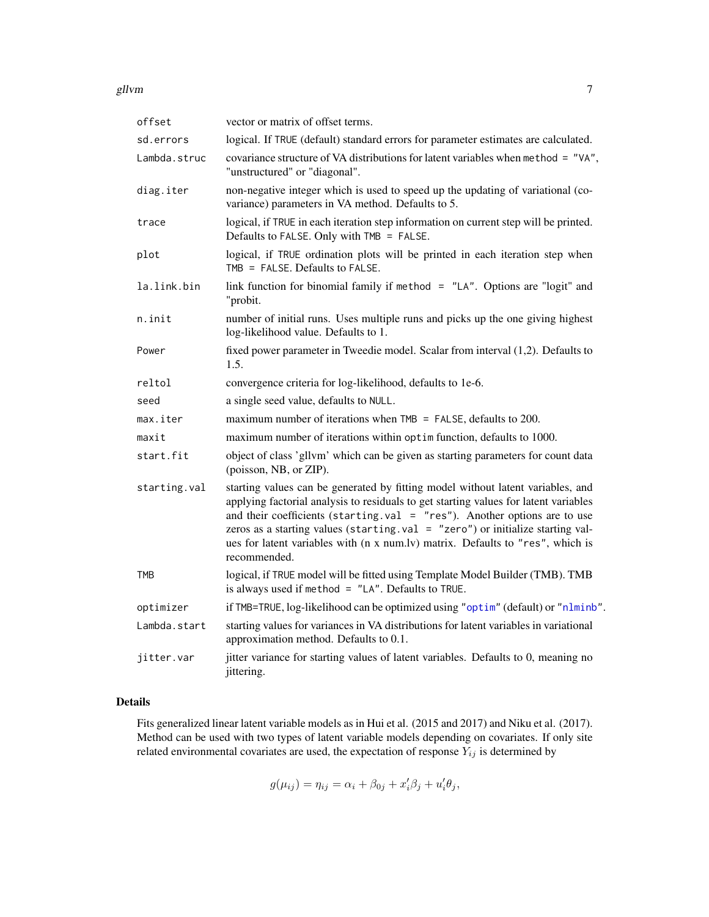| | |
|---|---|
| offset | vector or matrix of offset terms. |
| sd.errors | logical. If TRUE (default) standard errors for parameter estimates are calculated. |
| Lambda.struc | covariance structure of VA distributions for latent variables when method = "VA", "unstructured" or "diagonal". |
| diag.iter | non-negative integer which is used to speed up the updating of variational (covariance) parameters in VA method. Defaults to 5. |
| trace | logical, if TRUE in each iteration step information on current step will be printed. Defaults to FALSE. Only with TMB = FALSE. |
| plot | logical, if TRUE ordination plots will be printed in each iteration step when TMB = FALSE. Defaults to FALSE. |
| la.link.bin | link function for binomial family if method = "LA". Options are "logit" and "probit. |
| n.init | number of initial runs. Uses multiple runs and picks up the one giving highest log-likelihood value. Defaults to 1. |
| Power | fixed power parameter in Tweedie model. Scalar from interval (1,2). Defaults to 1.5. |
| reltol | convergence criteria for log-likelihood, defaults to 1e-6. |
| seed | a single seed value, defaults to NULL. |
| max.iter | maximum number of iterations when TMB = FALSE, defaults to 200. |
| maxit | maximum number of iterations within optim function, defaults to 1000. |
| start.fit | object of class 'gllvm' which can be given as starting parameters for count data (poisson, NB, or ZIP). |
| starting.val | starting values can be generated by fitting model without latent variables, and applying factorial analysis to residuals to get starting values for latent variables and their coefficients (starting.val = "res"). Another options are to use zeros as a starting values (starting.val = "zero") or initialize starting values for latent variables with (n x num.lv) matrix. Defaults to "res", which is recommended. |
| TMB | logical, if TRUE model will be fitted using Template Model Builder (TMB). TMB is always used if method = "LA". Defaults to TRUE. |
| optimizer | if TMB=TRUE, log-likelihood can be optimized using "optim" (default) or "nlminb". |
| Lambda.start | starting values for variances in VA distributions for latent variables in variational approximation method. Defaults to 0.1. |
| jitter.var | jitter variance for starting values of latent variables. Defaults to 0, meaning no jittering. |

## Details

Fits generalized linear latent variable models as in Hui et al. (2015 and 2017) and Niku et al. (2017). Method can be used with two types of latent variable models depending on covariates. If only site related environmental covariates are used, the expectation of response $Y_{ij}$ is determined by

$$g(\mu_{ij}) = \eta_{ij} = \alpha_i + \beta_{0j} + x_i'\beta_j + u_i'\theta_j,$$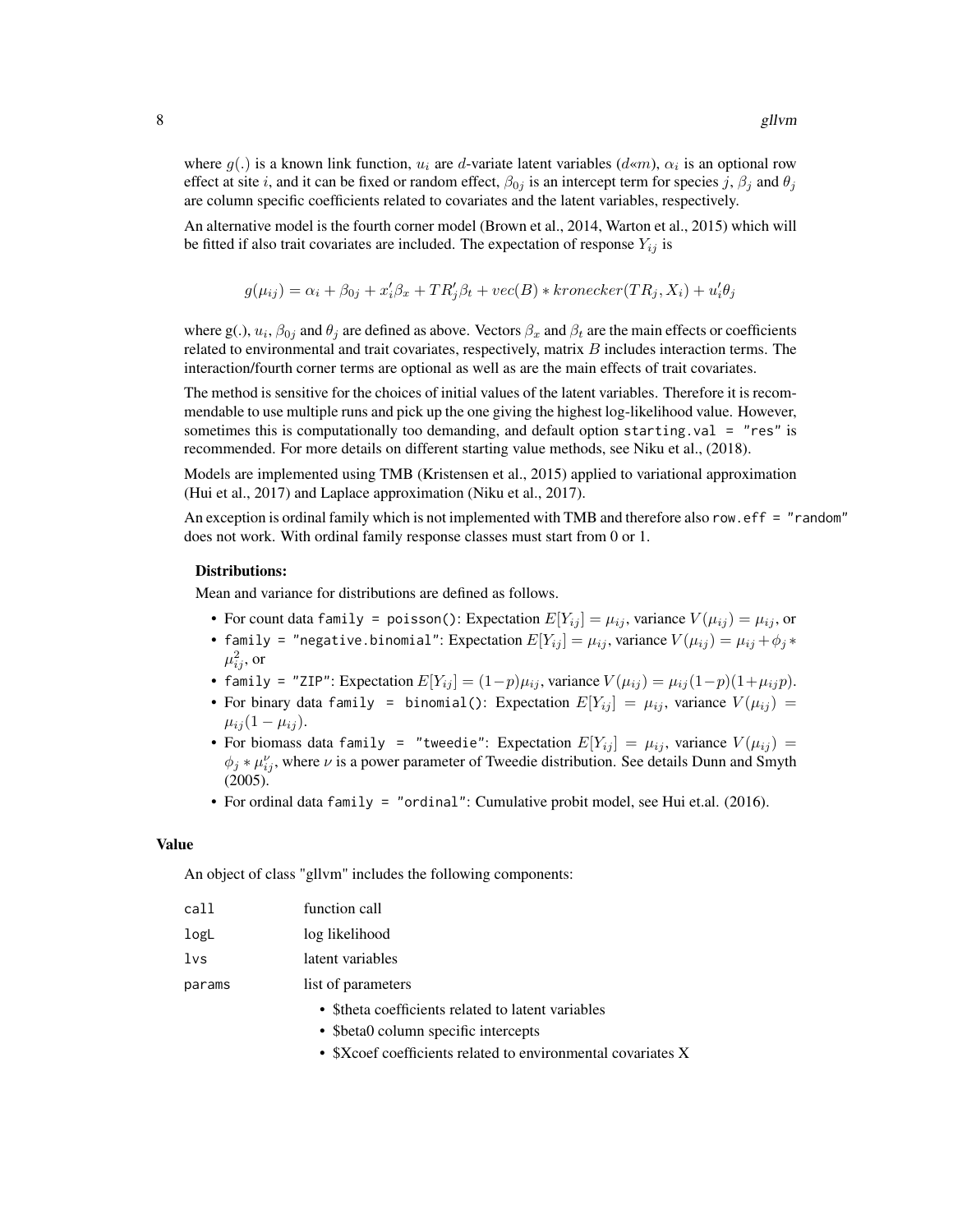where $g(.)$ is a known link function, $u_i$ are $d$-variate latent variables ($d$«$m$), $\alpha_i$ is an optional row effect at site $i$, and it can be fixed or random effect, $\beta_{0j}$ is an intercept term for species $j$, $\beta_j$ and $\theta_j$ are column specific coefficients related to covariates and the latent variables, respectively.

An alternative model is the fourth corner model (Brown et al., 2014, Warton et al., 2015) which will be fitted if also trait covariates are included. The expectation of response $Y_{ij}$ is

$$g(\mu_{ij}) = \alpha_i + \beta_{0j} + x_i'\beta_x + TR_j'\beta_t + vec(B) * kronecker(TR_j, X_i) + u_i'\theta_j$$

where g(.), $u_i$, $\beta_{0j}$ and $\theta_j$ are defined as above. Vectors $\beta_x$ and $\beta_t$ are the main effects or coefficients related to environmental and trait covariates, respectively, matrix $B$ includes interaction terms. The interaction/fourth corner terms are optional as well as are the main effects of trait covariates.

The method is sensitive for the choices of initial values of the latent variables. Therefore it is recommendable to use multiple runs and pick up the one giving the highest log-likelihood value. However, sometimes this is computationally too demanding, and default option `starting.val = "res"` is recommended. For more details on different starting value methods, see Niku et al., (2018).

Models are implemented using TMB (Kristensen et al., 2015) applied to variational approximation (Hui et al., 2017) and Laplace approximation (Niku et al., 2017).

An exception is ordinal family which is not implemented with TMB and therefore also `row.eff = "random"` does not work. With ordinal family response classes must start from 0 or 1.

**Distributions:**

Mean and variance for distributions are defined as follows.

- For count data `family = poisson()`: Expectation $E[Y_{ij}] = \mu_{ij}$, variance $V(\mu_{ij}) = \mu_{ij}$, or
- `family = "negative.binomial"`: Expectation $E[Y_{ij}] = \mu_{ij}$, variance $V(\mu_{ij}) = \mu_{ij} + \phi_j * \mu_{ij}^2$, or
- `family = "ZIP"`: Expectation $E[Y_{ij}] = (1-p)\mu_{ij}$, variance $V(\mu_{ij}) = \mu_{ij}(1-p)(1+\mu_{ij}p)$.
- For binary data `family = binomial()`: Expectation $E[Y_{ij}] = \mu_{ij}$, variance $V(\mu_{ij}) = \mu_{ij}(1-\mu_{ij})$.
- For biomass data `family = "tweedie"`: Expectation $E[Y_{ij}] = \mu_{ij}$, variance $V(\mu_{ij}) = \phi_j * \mu_{ij}^{\nu}$, where $\nu$ is a power parameter of Tweedie distribution. See details Dunn and Smyth (2005).
- For ordinal data `family = "ordinal"`: Cumulative probit model, see Hui et.al. (2016).

## Value

An object of class "gllvm" includes the following components:

| | |
|---|---|
| `call` | function call |
| `logL` | log likelihood |
| `lvs` | latent variables |
| `params` | list of parameters |

- $theta coefficients related to latent variables
- $beta0 column specific intercepts
- $Xcoef coefficients related to environmental covariates X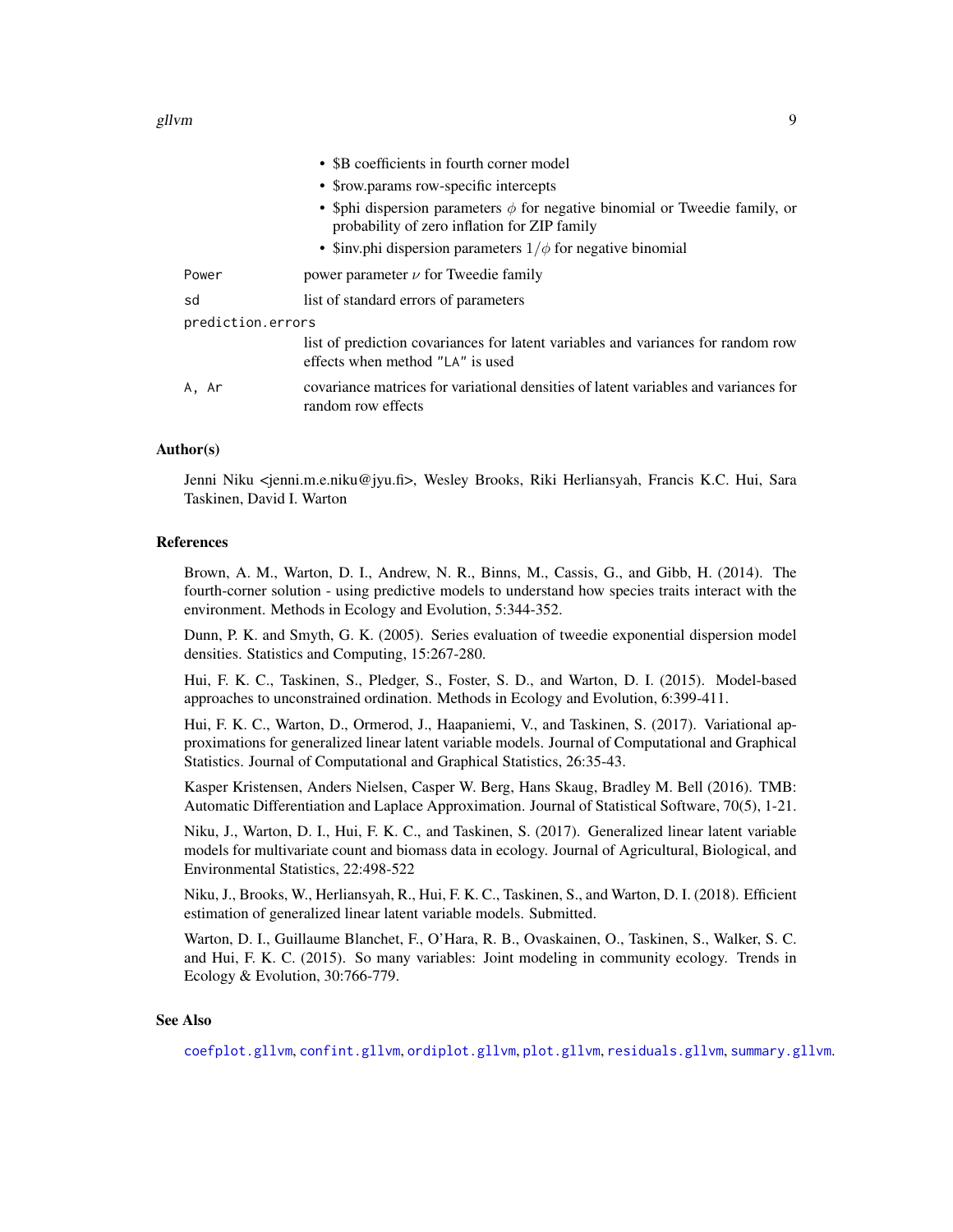- $B coefficients in fourth corner model
- $row.params row-specific intercepts
- $phi dispersion parameters $\phi$ for negative binomial or Tweedie family, or probability of zero inflation for ZIP family
- $inv.phi dispersion parameters $1/\phi$ for negative binomial

`Power` power parameter $\nu$ for Tweedie family

`sd` list of standard errors of parameters

`prediction.errors` list of prediction covariances for latent variables and variances for random row effects when method `"LA"` is used

`A, Ar` covariance matrices for variational densities of latent variables and variances for random row effects

## Author(s)

Jenni Niku <jenni.m.e.niku@jyu.fi>, Wesley Brooks, Riki Herliansyah, Francis K.C. Hui, Sara Taskinen, David I. Warton

## References

Brown, A. M., Warton, D. I., Andrew, N. R., Binns, M., Cassis, G., and Gibb, H. (2014). The fourth-corner solution - using predictive models to understand how species traits interact with the environment. Methods in Ecology and Evolution, 5:344-352.

Dunn, P. K. and Smyth, G. K. (2005). Series evaluation of tweedie exponential dispersion model densities. Statistics and Computing, 15:267-280.

Hui, F. K. C., Taskinen, S., Pledger, S., Foster, S. D., and Warton, D. I. (2015). Model-based approaches to unconstrained ordination. Methods in Ecology and Evolution, 6:399-411.

Hui, F. K. C., Warton, D., Ormerod, J., Haapaniemi, V., and Taskinen, S. (2017). Variational approximations for generalized linear latent variable models. Journal of Computational and Graphical Statistics. Journal of Computational and Graphical Statistics, 26:35-43.

Kasper Kristensen, Anders Nielsen, Casper W. Berg, Hans Skaug, Bradley M. Bell (2016). TMB: Automatic Differentiation and Laplace Approximation. Journal of Statistical Software, 70(5), 1-21.

Niku, J., Warton, D. I., Hui, F. K. C., and Taskinen, S. (2017). Generalized linear latent variable models for multivariate count and biomass data in ecology. Journal of Agricultural, Biological, and Environmental Statistics, 22:498-522

Niku, J., Brooks, W., Herliansyah, R., Hui, F. K. C., Taskinen, S., and Warton, D. I. (2018). Efficient estimation of generalized linear latent variable models. Submitted.

Warton, D. I., Guillaume Blanchet, F., O'Hara, R. B., Ovaskainen, O., Taskinen, S., Walker, S. C. and Hui, F. K. C. (2015). So many variables: Joint modeling in community ecology. Trends in Ecology & Evolution, 30:766-779.

## See Also

`coefplot.gllvm`, `confint.gllvm`, `ordiplot.gllvm`, `plot.gllvm`, `residuals.gllvm`, `summary.gllvm`.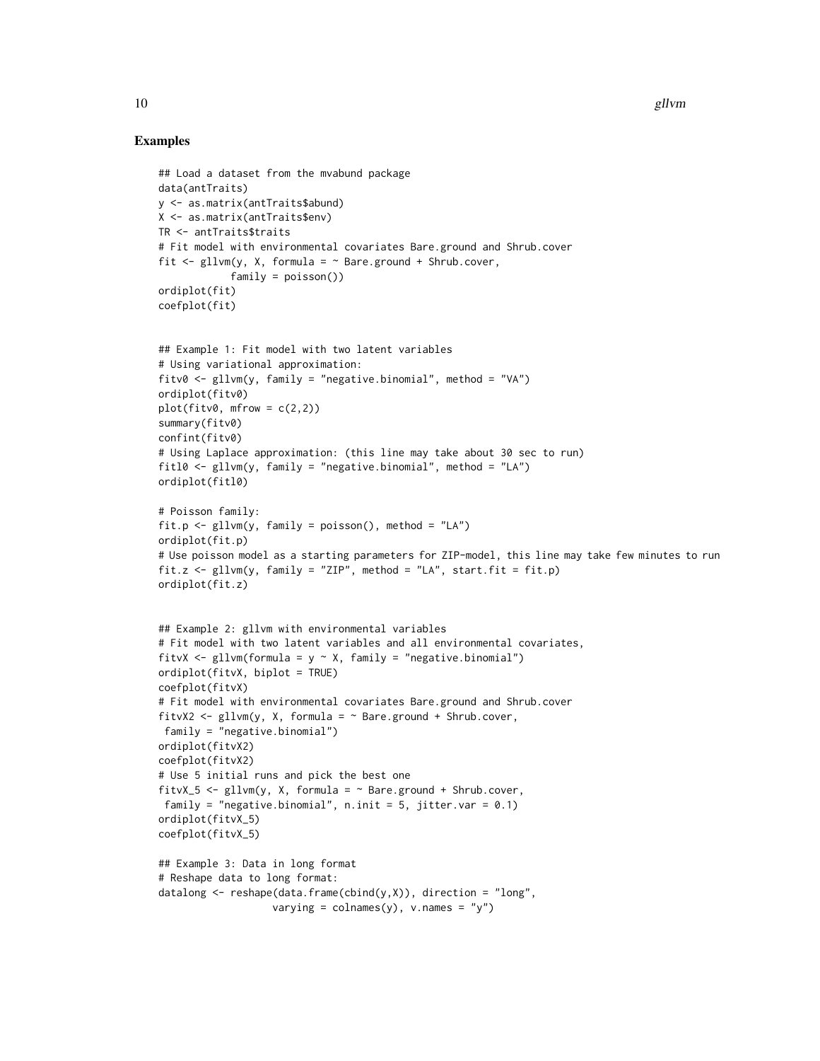## Examples

```
## Load a dataset from the mvabund package
data(antTraits)
y <- as.matrix(antTraits$abund)
X <- as.matrix(antTraits$env)
TR <- antTraits$traits
# Fit model with environmental covariates Bare.ground and Shrub.cover
fit <- gllvm(y, X, formula = ~ Bare.ground + Shrub.cover,
            family = poisson())
ordiplot(fit)
coefplot(fit)


## Example 1: Fit model with two latent variables
# Using variational approximation:
fitv0 <- gllvm(y, family = "negative.binomial", method = "VA")
ordiplot(fitv0)
plot(fitv0, mfrow = c(2,2))
summary(fitv0)
confint(fitv0)
# Using Laplace approximation: (this line may take about 30 sec to run)
fitl0 <- gllvm(y, family = "negative.binomial", method = "LA")
ordiplot(fitl0)

# Poisson family:
fit.p <- gllvm(y, family = poisson(), method = "LA")
ordiplot(fit.p)
# Use poisson model as a starting parameters for ZIP-model, this line may take few minutes to run
fit.z <- gllvm(y, family = "ZIP", method = "LA", start.fit = fit.p)
ordiplot(fit.z)


## Example 2: gllvm with environmental variables
# Fit model with two latent variables and all environmental covariates,
fitvX <- gllvm(formula = y ~ X, family = "negative.binomial")
ordiplot(fitvX, biplot = TRUE)
coefplot(fitvX)
# Fit model with environmental covariates Bare.ground and Shrub.cover
fitvX2 <- gllvm(y, X, formula = ~ Bare.ground + Shrub.cover,
 family = "negative.binomial")
ordiplot(fitvX2)
coefplot(fitvX2)
# Use 5 initial runs and pick the best one
fitvX_5 <- gllvm(y, X, formula = ~ Bare.ground + Shrub.cover,
 family = "negative.binomial", n.init = 5, jitter.var = 0.1)
ordiplot(fitvX_5)
coefplot(fitvX_5)

## Example 3: Data in long format
# Reshape data to long format:
datalong <- reshape(data.frame(cbind(y,X)), direction = "long",
                   varying = colnames(y), v.names = "y")
```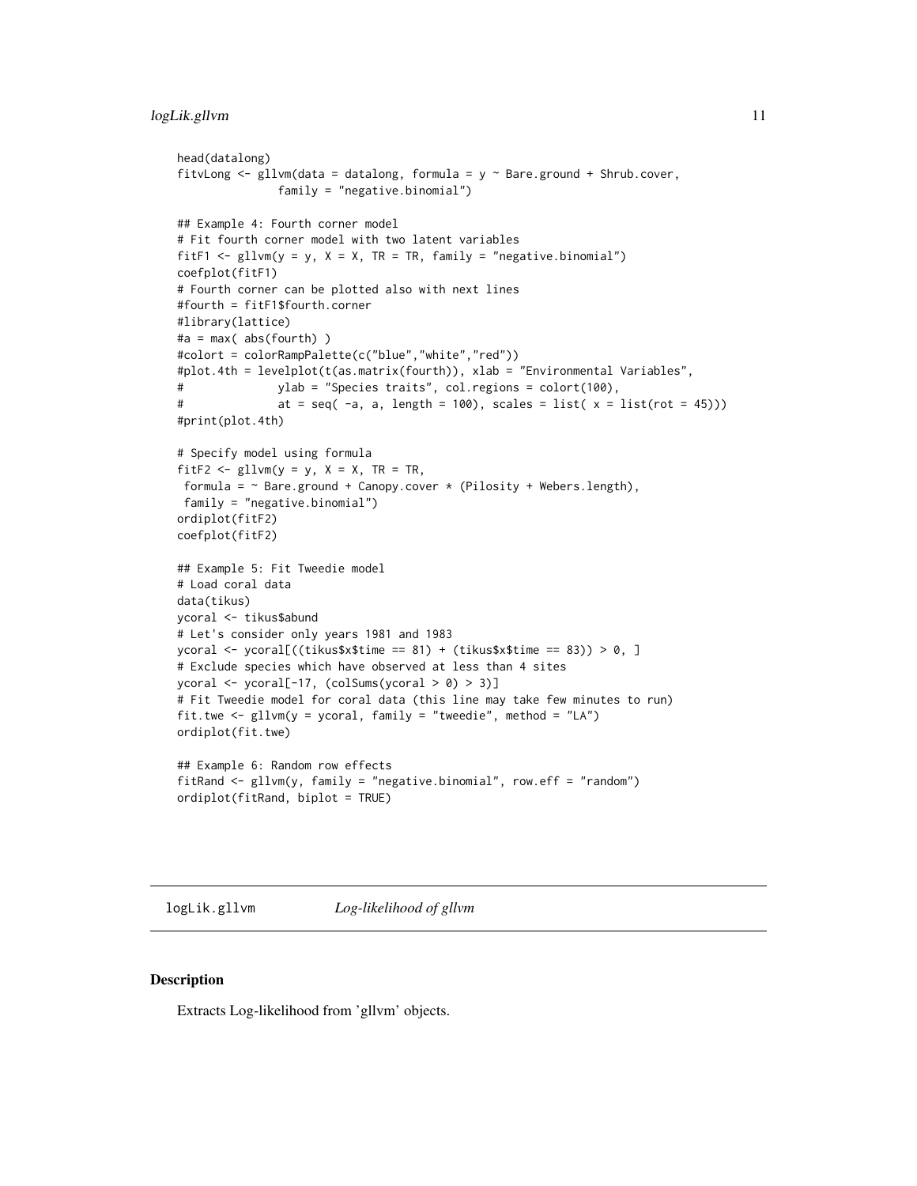```
head(datalong)
fitvLong <- gllvm(data = datalong, formula = y ~ Bare.ground + Shrub.cover,
              family = "negative.binomial")

## Example 4: Fourth corner model
# Fit fourth corner model with two latent variables
fitF1 <- gllvm(y = y, X = X, TR = TR, family = "negative.binomial")
coefplot(fitF1)
# Fourth corner can be plotted also with next lines
#fourth = fitF1$fourth.corner
#library(lattice)
#a = max( abs(fourth) )
#colort = colorRampPalette(c("blue","white","red"))
#plot.4th = levelplot(t(as.matrix(fourth)), xlab = "Environmental Variables",
#              ylab = "Species traits", col.regions = colort(100),
#              at = seq( -a, a, length = 100), scales = list( x = list(rot = 45)))
#print(plot.4th)

# Specify model using formula
fitF2 <- gllvm(y = y, X = X, TR = TR,
 formula = ~ Bare.ground + Canopy.cover * (Pilosity + Webers.length),
 family = "negative.binomial")
ordiplot(fitF2)
coefplot(fitF2)

## Example 5: Fit Tweedie model
# Load coral data
data(tikus)
ycoral <- tikus$abund
# Let's consider only years 1981 and 1983
ycoral <- ycoral[((tikus$x$time == 81) + (tikus$x$time == 83)) > 0, ]
# Exclude species which have observed at less than 4 sites
ycoral <- ycoral[-17, (colSums(ycoral > 0) > 3)]
# Fit Tweedie model for coral data (this line may take few minutes to run)
fit.twe <- gllvm(y = ycoral, family = "tweedie", method = "LA")
ordiplot(fit.twe)

## Example 6: Random row effects
fitRand <- gllvm(y, family = "negative.binomial", row.eff = "random")
ordiplot(fitRand, biplot = TRUE)
```

## logLik.gllvm — *Log-likelihood of gllvm*

### Description

Extracts Log-likelihood from 'gllvm' objects.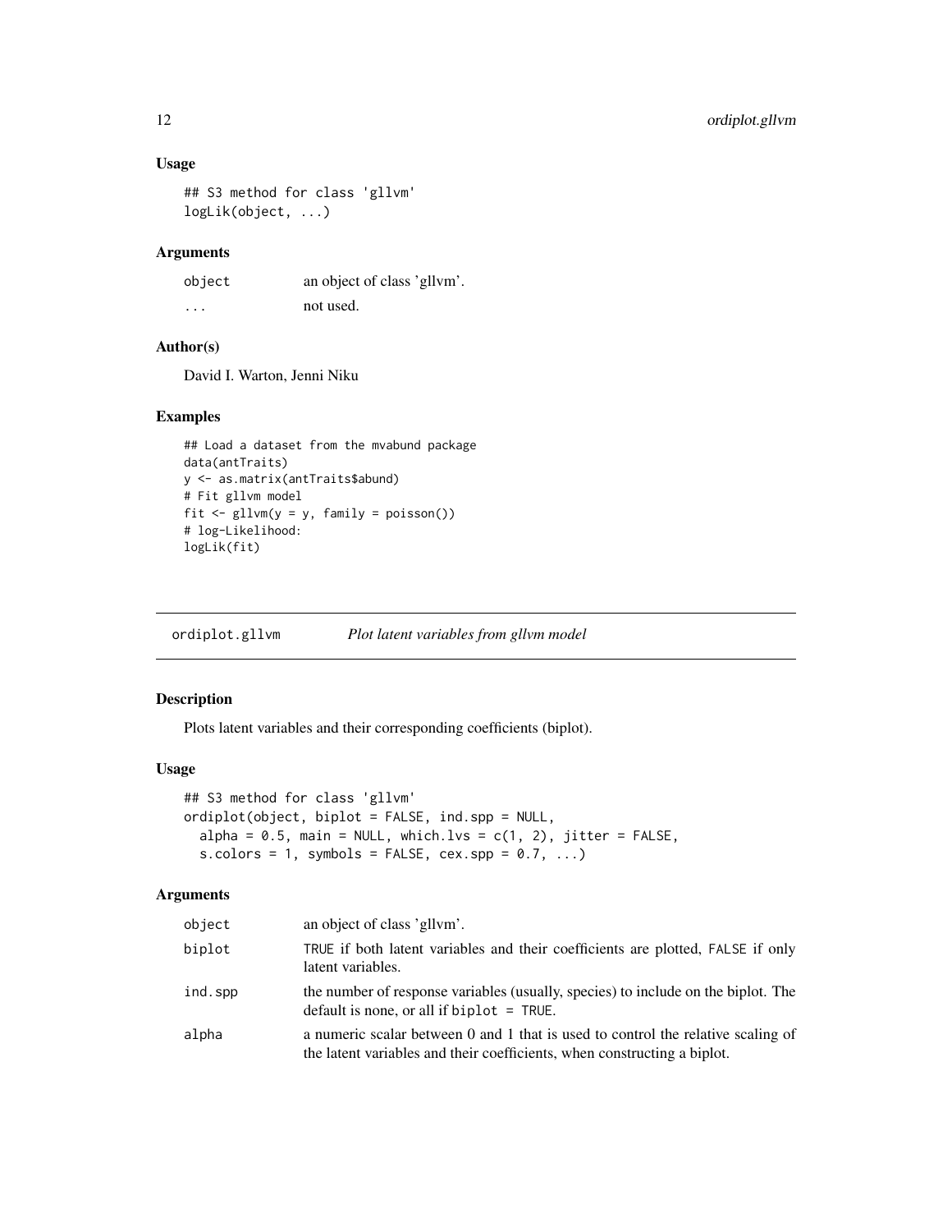### Usage

```
## S3 method for class 'gllvm'
logLik(object, ...)
```

### Arguments

| | |
|---|---|
| object | an object of class 'gllvm'. |
| ... | not used. |

### Author(s)

David I. Warton, Jenni Niku

### Examples

```
## Load a dataset from the mvabund package
data(antTraits)
y <- as.matrix(antTraits$abund)
# Fit gllvm model
fit <- gllvm(y = y, family = poisson())
# log-Likelihood:
logLik(fit)
```

---

## ordiplot.gllvm *Plot latent variables from gllvm model*

---

### Description

Plots latent variables and their corresponding coefficients (biplot).

### Usage

```
## S3 method for class 'gllvm'
ordiplot(object, biplot = FALSE, ind.spp = NULL,
  alpha = 0.5, main = NULL, which.lvs = c(1, 2), jitter = FALSE,
  s.colors = 1, symbols = FALSE, cex.spp = 0.7, ...)
```

### Arguments

| | |
|---|---|
| object | an object of class 'gllvm'. |
| biplot | TRUE if both latent variables and their coefficients are plotted, FALSE if only latent variables. |
| ind.spp | the number of response variables (usually, species) to include on the biplot. The default is none, or all if biplot = TRUE. |
| alpha | a numeric scalar between 0 and 1 that is used to control the relative scaling of the latent variables and their coefficients, when constructing a biplot. |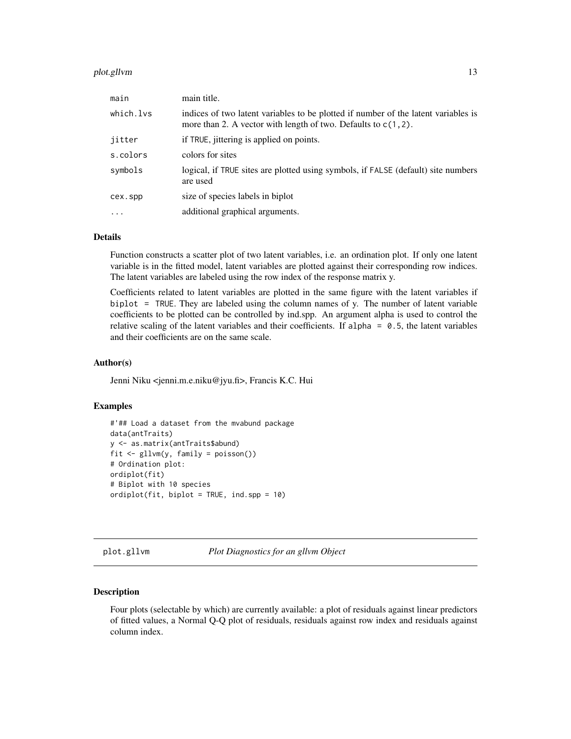| | |
|---|---|
| main | main title. |
| which.lvs | indices of two latent variables to be plotted if number of the latent variables is more than 2. A vector with length of two. Defaults to c(1,2). |
| jitter | if TRUE, jittering is applied on points. |
| s.colors | colors for sites |
| symbols | logical, if TRUE sites are plotted using symbols, if FALSE (default) site numbers are used |
| cex.spp | size of species labels in biplot |
| ... | additional graphical arguments. |

## Details

Function constructs a scatter plot of two latent variables, i.e. an ordination plot. If only one latent variable is in the fitted model, latent variables are plotted against their corresponding row indices. The latent variables are labeled using the row index of the response matrix y.

Coefficients related to latent variables are plotted in the same figure with the latent variables if biplot = TRUE. They are labeled using the column names of y. The number of latent variable coefficients to be plotted can be controlled by ind.spp. An argument alpha is used to control the relative scaling of the latent variables and their coefficients. If alpha = 0.5, the latent variables and their coefficients are on the same scale.

## Author(s)

Jenni Niku <jenni.m.e.niku@jyu.fi>, Francis K.C. Hui

## Examples

```
#'## Load a dataset from the mvabund package
data(antTraits)
y <- as.matrix(antTraits$abund)
fit <- gllvm(y, family = poisson())
# Ordination plot:
ordiplot(fit)
# Biplot with 10 species
ordiplot(fit, biplot = TRUE, ind.spp = 10)
```

---

# plot.gllvm *Plot Diagnostics for an gllvm Object*

---

## Description

Four plots (selectable by which) are currently available: a plot of residuals against linear predictors of fitted values, a Normal Q-Q plot of residuals, residuals against row index and residuals against column index.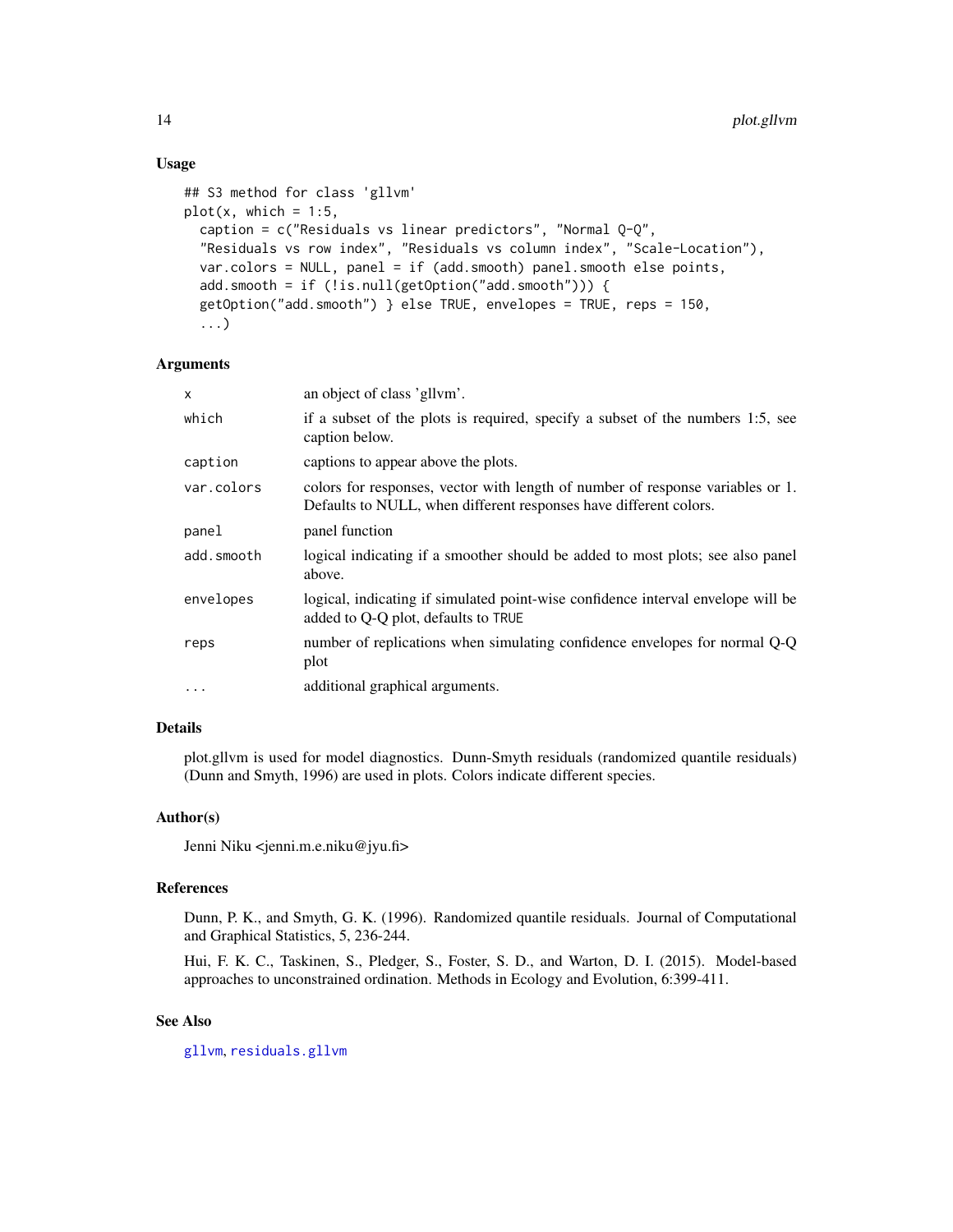### Usage

```
## S3 method for class 'gllvm'
plot(x, which = 1:5,
  caption = c("Residuals vs linear predictors", "Normal Q-Q",
  "Residuals vs row index", "Residuals vs column index", "Scale-Location"),
  var.colors = NULL, panel = if (add.smooth) panel.smooth else points,
  add.smooth = if (!is.null(getOption("add.smooth"))) {
  getOption("add.smooth") } else TRUE, envelopes = TRUE, reps = 150,
  ...)
```

### Arguments

| | |
|---|---|
| x | an object of class 'gllvm'. |
| which | if a subset of the plots is required, specify a subset of the numbers 1:5, see caption below. |
| caption | captions to appear above the plots. |
| var.colors | colors for responses, vector with length of number of response variables or 1. Defaults to NULL, when different responses have different colors. |
| panel | panel function |
| add.smooth | logical indicating if a smoother should be added to most plots; see also panel above. |
| envelopes | logical, indicating if simulated point-wise confidence interval envelope will be added to Q-Q plot, defaults to TRUE |
| reps | number of replications when simulating confidence envelopes for normal Q-Q plot |
| ... | additional graphical arguments. |

### Details

plot.gllvm is used for model diagnostics. Dunn-Smyth residuals (randomized quantile residuals) (Dunn and Smyth, 1996) are used in plots. Colors indicate different species.

### Author(s)

Jenni Niku <jenni.m.e.niku@jyu.fi>

### References

Dunn, P. K., and Smyth, G. K. (1996). Randomized quantile residuals. Journal of Computational and Graphical Statistics, 5, 236-244.

Hui, F. K. C., Taskinen, S., Pledger, S., Foster, S. D., and Warton, D. I. (2015). Model-based approaches to unconstrained ordination. Methods in Ecology and Evolution, 6:399-411.

### See Also

gllvm, residuals.gllvm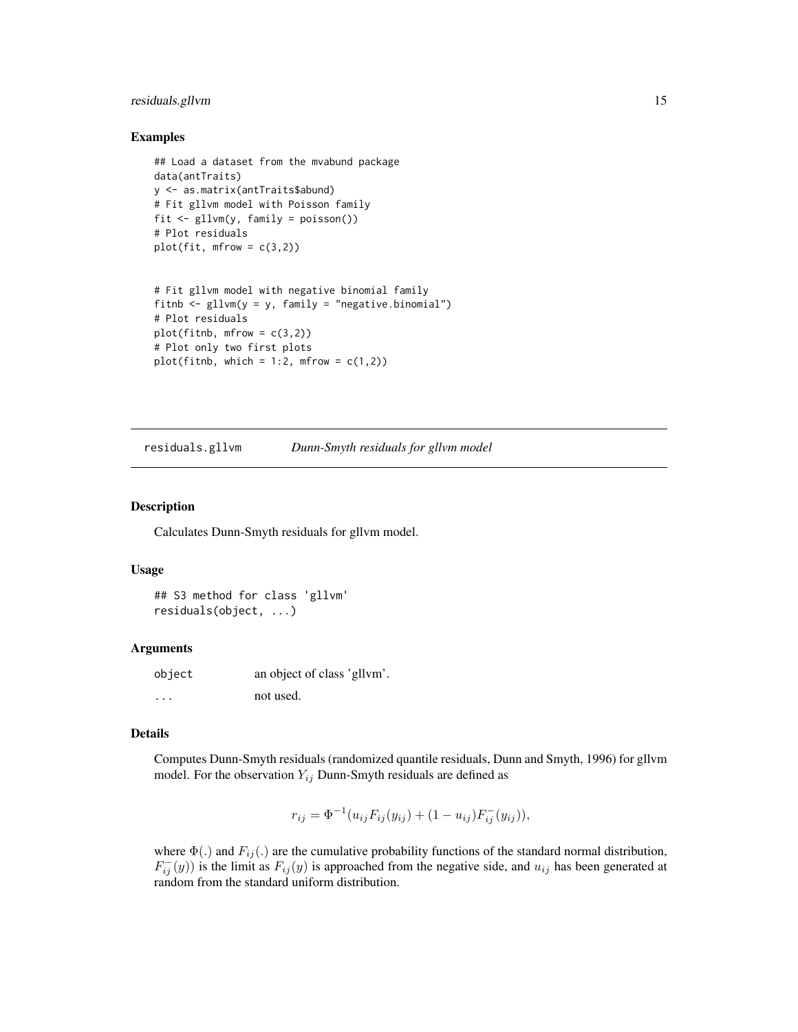### Examples

```
## Load a dataset from the mvabund package
data(antTraits)
y <- as.matrix(antTraits$abund)
# Fit gllvm model with Poisson family
fit <- gllvm(y, family = poisson())
# Plot residuals
plot(fit, mfrow = c(3,2))


# Fit gllvm model with negative binomial family
fitnb <- gllvm(y = y, family = "negative.binomial")
# Plot residuals
plot(fitnb, mfrow = c(3,2))
# Plot only two first plots
plot(fitnb, which = 1:2, mfrow = c(1,2))
```

---

## residuals.gllvm — *Dunn-Smyth residuals for gllvm model*

---

### Description

Calculates Dunn-Smyth residuals for gllvm model.

### Usage

```
## S3 method for class 'gllvm'
residuals(object, ...)
```

### Arguments

| | |
|---|---|
| `object` | an object of class 'gllvm'. |
| `...` | not used. |

### Details

Computes Dunn-Smyth residuals (randomized quantile residuals, Dunn and Smyth, 1996) for gllvm model. For the observation $Y_{ij}$ Dunn-Smyth residuals are defined as

$$r_{ij} = \Phi^{-1}(u_{ij}F_{ij}(y_{ij}) + (1 - u_{ij})F_{ij}^{-}(y_{ij})),$$

where $\Phi(.)$ and $F_{ij}(.)$ are the cumulative probability functions of the standard normal distribution, $F_{ij}^{-}(y))$ is the limit as $F_{ij}(y)$ is approached from the negative side, and $u_{ij}$ has been generated at random from the standard uniform distribution.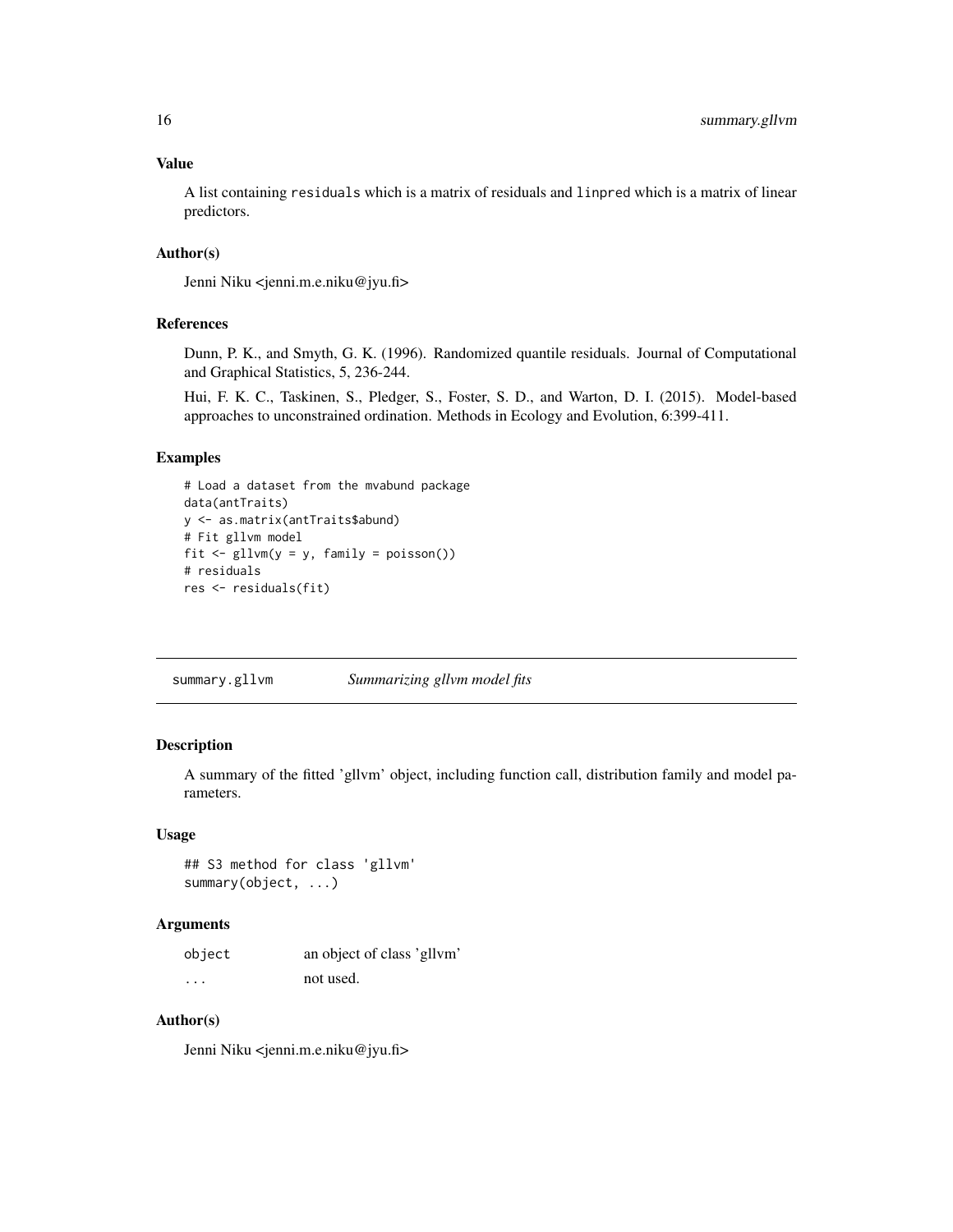### Value

A list containing residuals which is a matrix of residuals and linpred which is a matrix of linear predictors.

### Author(s)

Jenni Niku <jenni.m.e.niku@jyu.fi>

### References

Dunn, P. K., and Smyth, G. K. (1996). Randomized quantile residuals. Journal of Computational and Graphical Statistics, 5, 236-244.

Hui, F. K. C., Taskinen, S., Pledger, S., Foster, S. D., and Warton, D. I. (2015). Model-based approaches to unconstrained ordination. Methods in Ecology and Evolution, 6:399-411.

### Examples

```
# Load a dataset from the mvabund package
data(antTraits)
y <- as.matrix(antTraits$abund)
# Fit gllvm model
fit <- gllvm(y = y, family = poisson())
# residuals
res <- residuals(fit)
```

---

## summary.gllvm — *Summarizing gllvm model fits*

### Description

A summary of the fitted 'gllvm' object, including function call, distribution family and model parameters.

### Usage

```
## S3 method for class 'gllvm'
summary(object, ...)
```

### Arguments

| | |
|---|---|
| object | an object of class 'gllvm' |
| ... | not used. |

### Author(s)

Jenni Niku <jenni.m.e.niku@jyu.fi>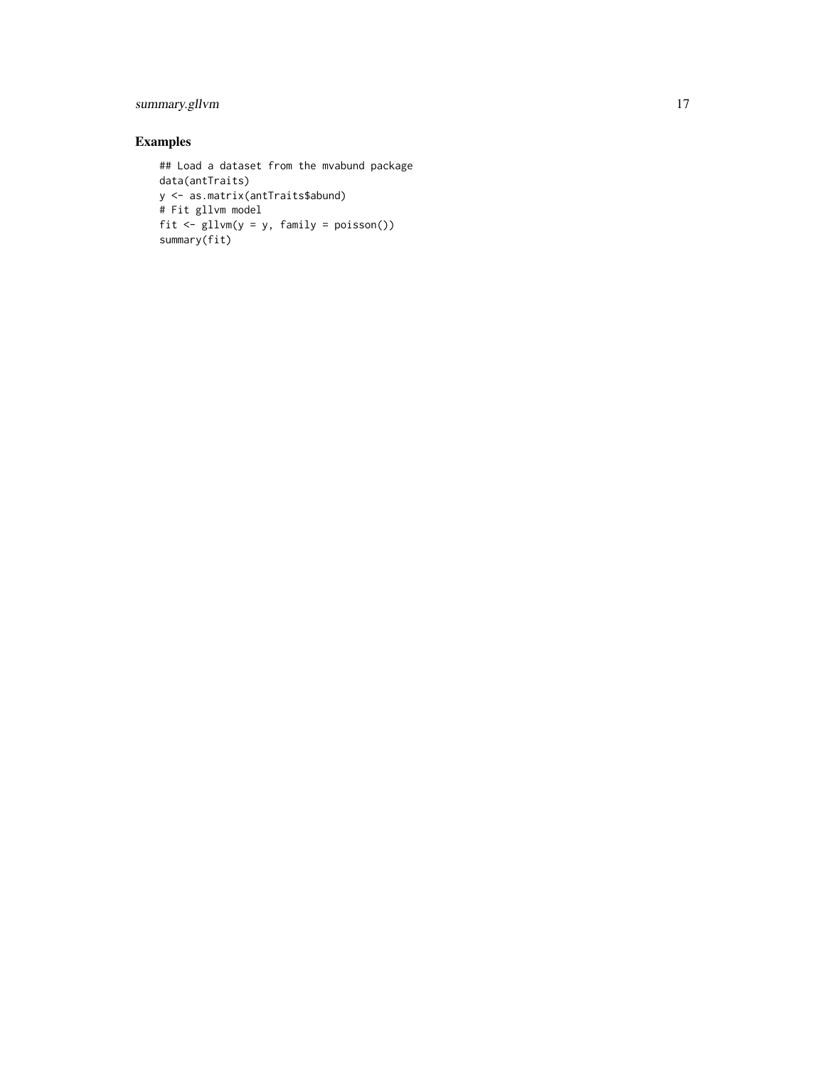## Examples

```
## Load a dataset from the mvabund package
data(antTraits)
y <- as.matrix(antTraits$abund)
# Fit gllvm model
fit <- gllvm(y = y, family = poisson())
summary(fit)
```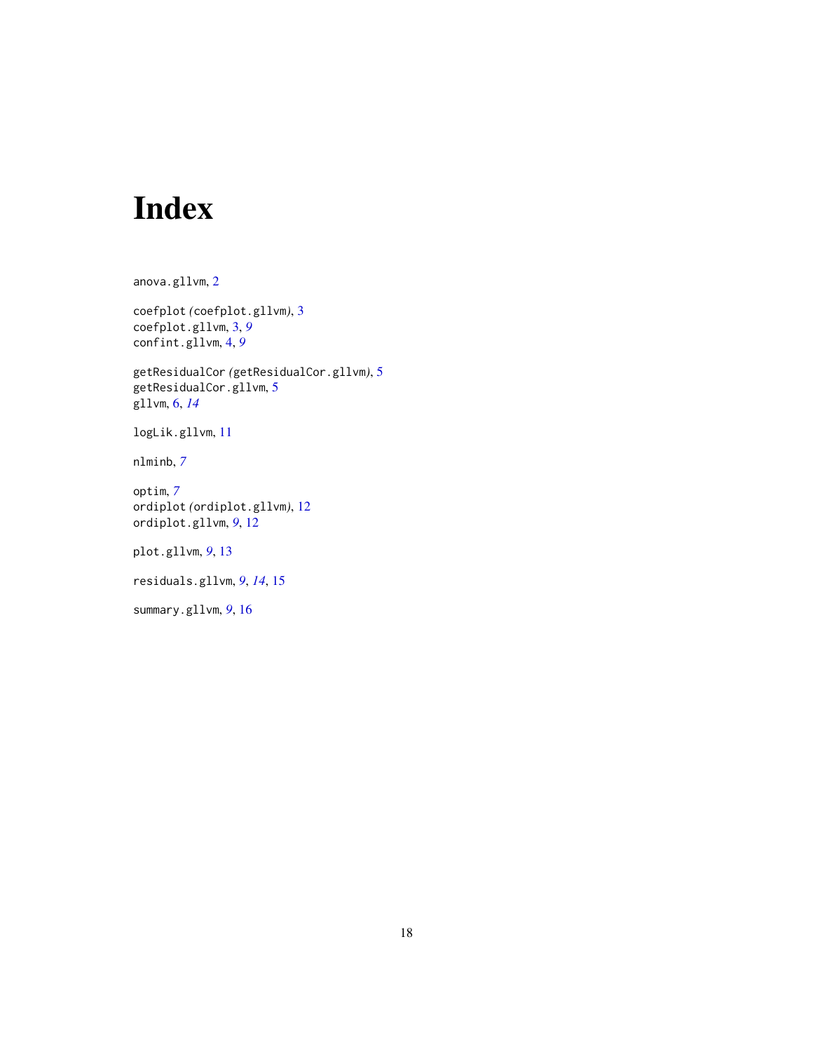# Index

anova.gllvm, 2

coefplot (coefplot.gllvm), 3
coefplot.gllvm, 3, *9*
confint.gllvm, 4, *9*

getResidualCor (getResidualCor.gllvm), 5
getResidualCor.gllvm, 5
gllvm, 6, *14*

logLik.gllvm, 11

nlminb, *7*

optim, *7*
ordiplot (ordiplot.gllvm), 12
ordiplot.gllvm, *9*, 12

plot.gllvm, *9*, 13

residuals.gllvm, *9*, *14*, 15

summary.gllvm, *9*, 16